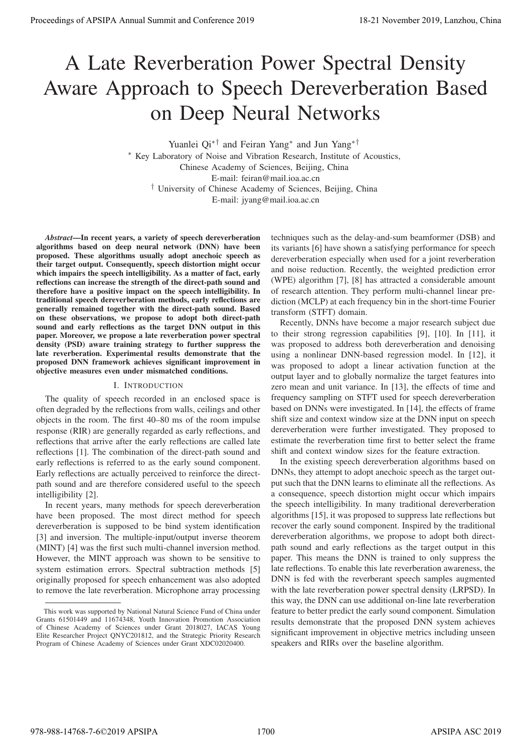# A Late Reverberation Power Spectral Density Aware Approach to Speech Dereverberation Based on Deep Neural Networks

Yuanlei Qi[*†] and Feiran Yang[*] and Jun Yang[*†]

[*] Key Laboratory of Noise and Vibration Research, Institute of Acoustics, Chinese Academy of Sciences, Beijing, China
E-mail: feiran@mail.ioa.ac.cn

[†] University of Chinese Academy of Sciences, Beijing, China
E-mail: jyang@mail.ioa.ac.cn

***Abstract*—In recent years, a variety of speech dereverberation algorithms based on deep neural network (DNN) have been proposed. These algorithms usually adopt anechoic speech as their target output. Consequently, speech distortion might occur which impairs the speech intelligibility. As a matter of fact, early reflections can increase the strength of the direct-path sound and therefore have a positive impact on the speech intelligibility. In traditional speech dereverberation methods, early reflections are generally remained together with the direct-path sound. Based on these observations, we propose to adopt both direct-path sound and early reflections as the target DNN output in this paper. Moreover, we propose a late reverberation power spectral density (PSD) aware training strategy to further suppress the late reverberation. Experimental results demonstrate that the proposed DNN framework achieves significant improvement in objective measures even under mismatched conditions.**

## I. Introduction

The quality of speech recorded in an enclosed space is often degraded by the reflections from walls, ceilings and other objects in the room. The first 40–80 ms of the room impulse response (RIR) are generally regarded as early reflections, and reflections that arrive after the early reflections are called late reflections [1]. The combination of the direct-path sound and early reflections is referred to as the early sound component. Early reflections are actually perceived to reinforce the direct-path sound and are therefore considered useful to the speech intelligibility [2].

In recent years, many methods for speech dereverberation have been proposed. The most direct method for speech dereverberation is supposed to be bind system identification [3] and inversion. The multiple-input/output inverse theorem (MINT) [4] was the first such multi-channel inversion method. However, the MINT approach was shown to be sensitive to system estimation errors. Spectral subtraction methods [5] originally proposed for speech enhancement was also adopted to remove the late reverberation. Microphone array processing techniques such as the delay-and-sum beamformer (DSB) and its variants [6] have shown a satisfying performance for speech dereverberation especially when used for a joint reverberation and noise reduction. Recently, the weighted prediction error (WPE) algorithm [7], [8] has attracted a considerable amount of research attention. They perform multi-channel linear prediction (MCLP) at each frequency bin in the short-time Fourier transform (STFT) domain.

Recently, DNNs have become a major research subject due to their strong regression capabilities [9], [10]. In [11], it was proposed to address both dereverberation and denoising using a nonlinear DNN-based regression model. In [12], it was proposed to adopt a linear activation function at the output layer and to globally normalize the target features into zero mean and unit variance. In [13], the effects of time and frequency sampling on STFT used for speech dereverberation based on DNNs were investigated. In [14], the effects of frame shift size and context window size at the DNN input on speech dereverberation were further investigated. They proposed to estimate the reverberation time first to better select the frame shift and context window sizes for the feature extraction.

In the existing speech dereverberation algorithms based on DNNs, they attempt to adopt anechoic speech as the target output such that the DNN learns to eliminate all the reflections. As a consequence, speech distortion might occur which impairs the speech intelligibility. In many traditional dereverberation algorithms [15], it was proposed to suppress late reflections but recover the early sound component. Inspired by the traditional dereverberation algorithms, we propose to adopt both direct-path sound and early reflections as the target output in this paper. This means the DNN is trained to only suppress the late reflections. To enable this late reverberation awareness, the DNN is fed with the reverberant speech samples augmented with the late reverberation power spectral density (LRPSD). In this way, the DNN can use additional on-line late reverberation feature to better predict the early sound component. Simulation results demonstrate that the proposed DNN system achieves significant improvement in objective metrics including unseen speakers and RIRs over the baseline algorithm.

This work was supported by National Natural Science Fund of China under Grants 61501449 and 11674348, Youth Innovation Promotion Association of Chinese Academy of Sciences under Grant 2018027, IACAS Young Elite Researcher Project QNYC201812, and the Strategic Priority Research Program of Chinese Academy of Sciences under Grant XDC02020400.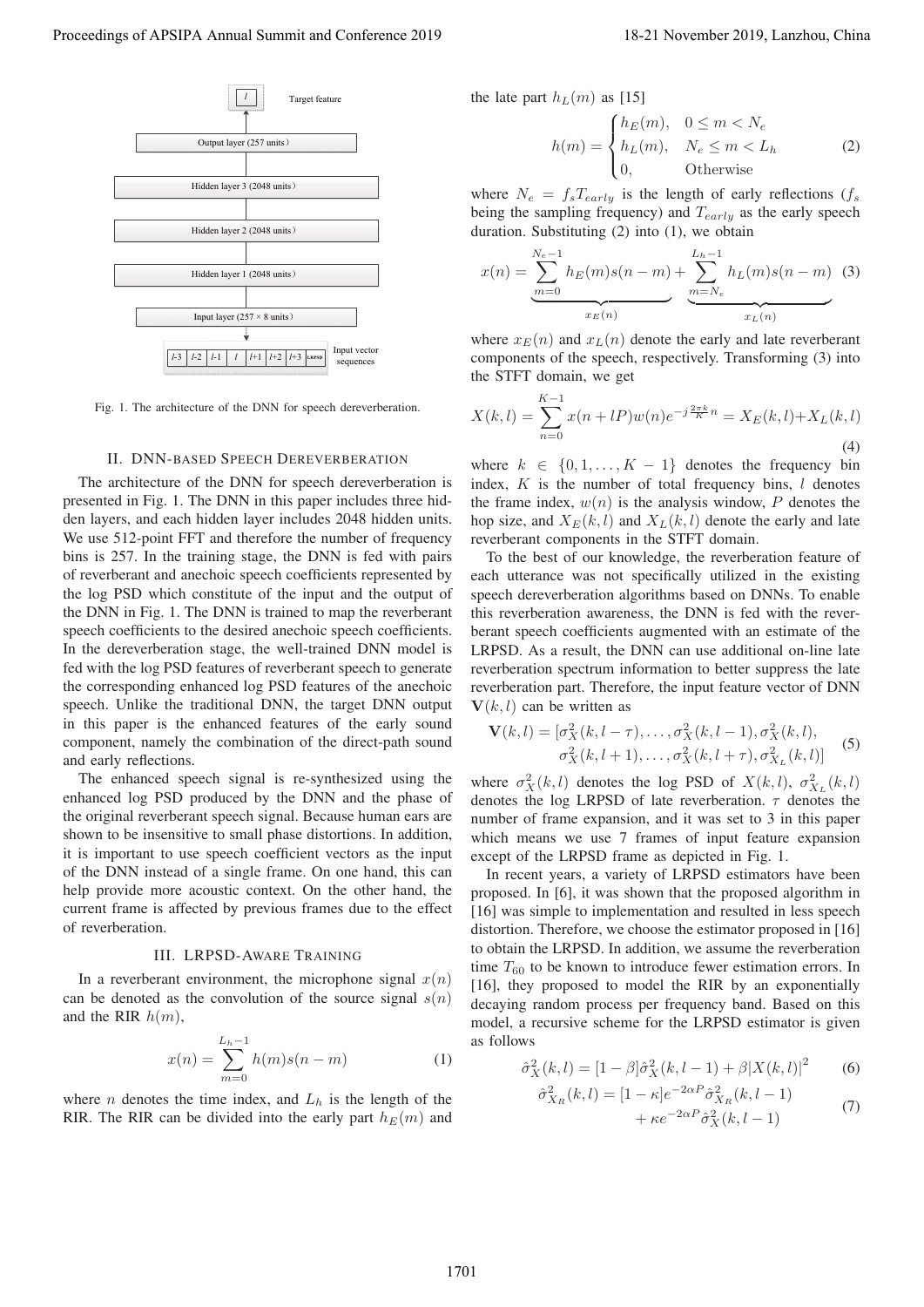Fig. 1. The architecture of the DNN for speech dereverberation.

## II. DNN-based Speech Dereverberation

The architecture of the DNN for speech dereverberation is presented in Fig. 1. The DNN in this paper includes three hidden layers, and each hidden layer includes 2048 hidden units. We use 512-point FFT and therefore the number of frequency bins is 257. In the training stage, the DNN is fed with pairs of reverberant and anechoic speech coefficients represented by the log PSD which constitute of the input and the output of the DNN in Fig. 1. The DNN is trained to map the reverberant speech coefficients to the desired anechoic speech coefficients. In the dereverberation stage, the well-trained DNN model is fed with the log PSD features of reverberant speech to generate the corresponding enhanced log PSD features of the anechoic speech. Unlike the traditional DNN, the target DNN output in this paper is the enhanced features of the early sound component, namely the combination of the direct-path sound and early reflections.

The enhanced speech signal is re-synthesized using the enhanced log PSD produced by the DNN and the phase of the original reverberant speech signal. Because human ears are shown to be insensitive to small phase distortions. In addition, it is important to use speech coefficient vectors as the input of the DNN instead of a single frame. On one hand, this can help provide more acoustic context. On the other hand, the current frame is affected by previous frames due to the effect of reverberation.

## III. LRPSD-Aware Training

In a reverberant environment, the microphone signal $x(n)$ can be denoted as the convolution of the source signal $s(n)$ and the RIR $h(m)$,

$$x(n) = \sum_{m=0}^{L_h-1} h(m)s(n-m) \tag{1}$$

where $n$ denotes the time index, and $L_h$ is the length of the RIR. The RIR can be divided into the early part $h_E(m)$ and the late part $h_L(m)$ as [15]

$$h(m) = \begin{cases} h_E(m), & 0 \leq m < N_e \\ h_L(m), & N_e \leq m < L_h \\ 0, & \text{Otherwise} \end{cases} \tag{2}$$

where $N_e = f_s T_{early}$ is the length of early reflections ($f_s$ being the sampling frequency) and $T_{early}$ as the early speech duration. Substituting (2) into (1), we obtain

$$x(n) = \underbrace{\sum_{m=0}^{N_e-1} h_E(m)s(n-m)}_{x_E(n)} + \underbrace{\sum_{m=N_e}^{L_h-1} h_L(m)s(n-m)}_{x_L(n)} \tag{3}$$

where $x_E(n)$ and $x_L(n)$ denote the early and late reverberant components of the speech, respectively. Transforming (3) into the STFT domain, we get

$$X(k,l) = \sum_{n=0}^{K-1} x(n+lP)w(n)e^{-j\frac{2\pi k}{K}n} = X_E(k,l) + X_L(k,l) \tag{4}$$

where $k \in \{0, 1, \ldots, K-1\}$ denotes the frequency bin index, $K$ is the number of total frequency bins, $l$ denotes the frame index, $w(n)$ is the analysis window, $P$ denotes the hop size, and $X_E(k,l)$ and $X_L(k,l)$ denote the early and late reverberant components in the STFT domain.

To the best of our knowledge, the reverberation feature of each utterance was not specifically utilized in the existing speech dereverberation algorithms based on DNNs. To enable this reverberation awareness, the DNN is fed with the reverberant speech coefficients augmented with an estimate of the LRPSD. As a result, the DNN can use additional on-line late reverberation spectrum information to better suppress the late reverberation part. Therefore, the input feature vector of DNN $\mathbf{V}(k,l)$ can be written as

$$\begin{aligned} \mathbf{V}(k,l) = [&\sigma_X^2(k,l-\tau), \ldots, \sigma_X^2(k,l-1), \sigma_X^2(k,l), \\ &\sigma_X^2(k,l+1), \ldots, \sigma_X^2(k,l+\tau), \sigma_{X_L}^2(k,l)] \end{aligned} \tag{5}$$

where $\sigma_X^2(k,l)$ denotes the log PSD of $X(k,l)$, $\sigma_{X_L}^2(k,l)$ denotes the log LRPSD of late reverberation. $\tau$ denotes the number of frame expansion, and it was set to 3 in this paper which means we use 7 frames of input feature expansion except of the LRPSD frame as depicted in Fig. 1.

In recent years, a variety of LRPSD estimators have been proposed. In [6], it was shown that the proposed algorithm in [16] was simple to implementation and resulted in less speech distortion. Therefore, we choose the estimator proposed in [16] to obtain the LRPSD. In addition, we assume the reverberation time $T_{60}$ to be known to introduce fewer estimation errors. In [16], they proposed to model the RIR by an exponentially decaying random process per frequency band. Based on this model, a recursive scheme for the LRPSD estimator is given as follows

$$\hat{\sigma}_X^2(k,l) = [1-\beta]\hat{\sigma}_X^2(k,l-1) + \beta|X(k,l)|^2 \tag{6}$$

$$\begin{aligned} \hat{\sigma}_{X_R}^2(k,l) = &[1-\kappa]e^{-2\alpha P}\hat{\sigma}_{X_R}^2(k,l-1) \\ &+ \kappa e^{-2\alpha P}\hat{\sigma}_X^2(k,l-1) \end{aligned} \tag{7}$$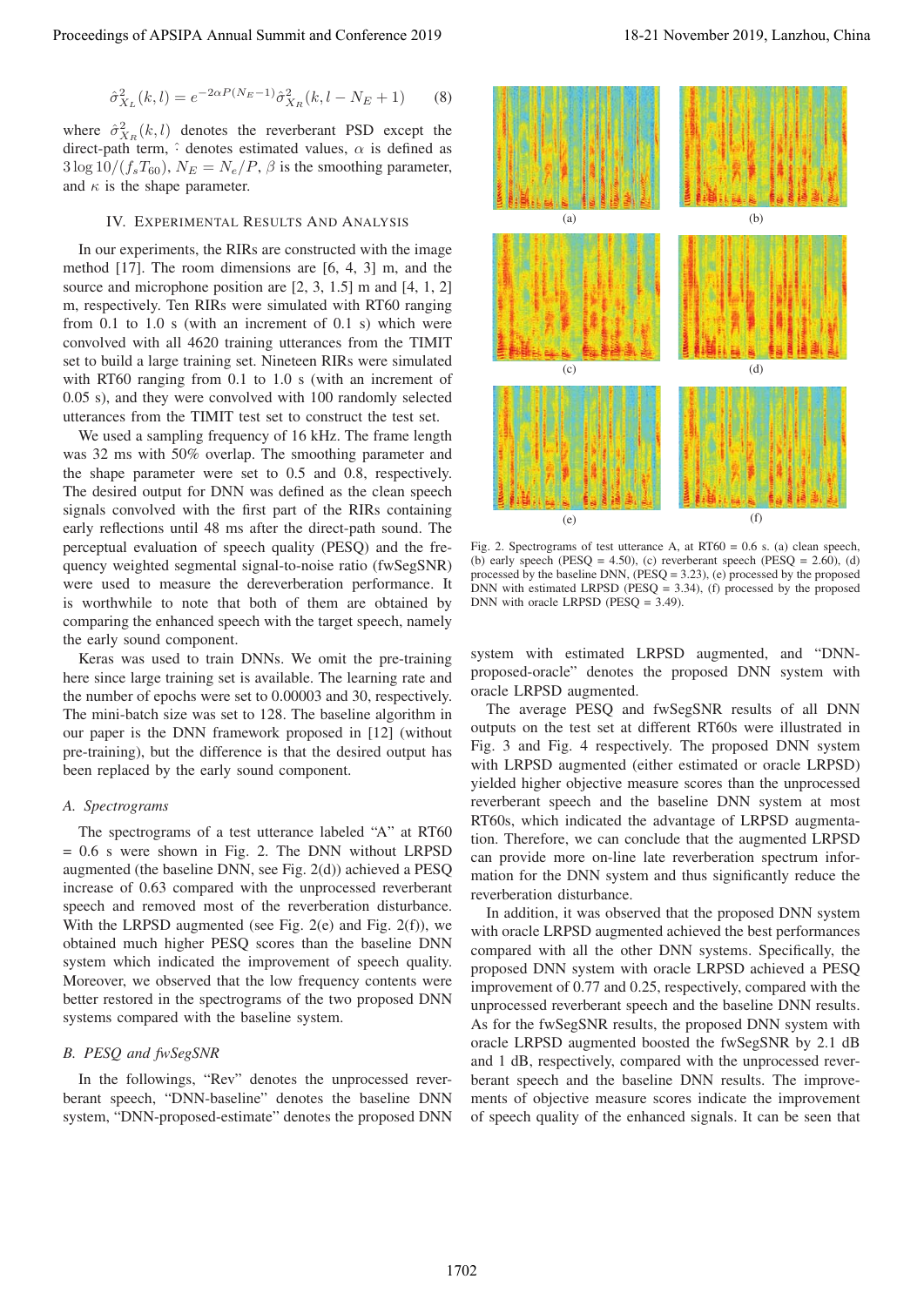$$\hat{\sigma}^2_{X_L}(k,l) = e^{-2\alpha P(N_E-1)}\hat{\sigma}^2_{X_R}(k,l-N_E+1) \quad (8)$$

where $\hat{\sigma}^2_{X_R}(k,l)$ denotes the reverberant PSD except the direct-path term, $\hat{\cdot}$ denotes estimated values, $\alpha$ is defined as $3\log 10/(f_s T_{60})$, $N_E = N_e/P$, $\beta$ is the smoothing parameter, and $\kappa$ is the shape parameter.

## IV. Experimental Results And Analysis

In our experiments, the RIRs are constructed with the image method [17]. The room dimensions are [6, 4, 3] m, and the source and microphone position are [2, 3, 1.5] m and [4, 1, 2] m, respectively. Ten RIRs were simulated with RT60 ranging from 0.1 to 1.0 s (with an increment of 0.1 s) which were convolved with all 4620 training utterances from the TIMIT set to build a large training set. Nineteen RIRs were simulated with RT60 ranging from 0.1 to 1.0 s (with an increment of 0.05 s), and they were convolved with 100 randomly selected utterances from the TIMIT test set to construct the test set.

We used a sampling frequency of 16 kHz. The frame length was 32 ms with 50% overlap. The smoothing parameter and the shape parameter were set to 0.5 and 0.8, respectively. The desired output for DNN was defined as the clean speech signals convolved with the first part of the RIRs containing early reflections until 48 ms after the direct-path sound. The perceptual evaluation of speech quality (PESQ) and the frequency weighted segmental signal-to-noise ratio (fwSegSNR) were used to measure the dereverberation performance. It is worthwhile to note that both of them are obtained by comparing the enhanced speech with the target speech, namely the early sound component.

Keras was used to train DNNs. We omit the pre-training here since large training set is available. The learning rate and the number of epochs were set to 0.00003 and 30, respectively. The mini-batch size was set to 128. The baseline algorithm in our paper is the DNN framework proposed in [12] (without pre-training), but the difference is that the desired output has been replaced by the early sound component.

### A. Spectrograms

The spectrograms of a test utterance labeled "A" at RT60 = 0.6 s were shown in Fig. 2. The DNN without LRPSD augmented (the baseline DNN, see Fig. 2(d)) achieved a PESQ increase of 0.63 compared with the unprocessed reverberant speech and removed most of the reverberation disturbance. With the LRPSD augmented (see Fig. 2(e) and Fig. 2(f)), we obtained much higher PESQ scores than the baseline DNN system which indicated the improvement of speech quality. Moreover, we observed that the low frequency contents were better restored in the spectrograms of the two proposed DNN systems compared with the baseline system.

### B. PESQ and fwSegSNR

In the followings, "Rev" denotes the unprocessed reverberant speech, "DNN-baseline" denotes the baseline DNN system, "DNN-proposed-estimate" denotes the proposed DNN system with estimated LRPSD augmented, and "DNN-proposed-oracle" denotes the proposed DNN system with oracle LRPSD augmented.

Fig. 2. Spectrograms of test utterance A, at RT60 = 0.6 s. (a) clean speech, (b) early speech (PESQ = 4.50), (c) reverberant speech (PESQ = 2.60), (d) processed by the baseline DNN, (PESQ = 3.23), (e) processed by the proposed DNN with estimated LRPSD (PESQ = 3.34), (f) processed by the proposed DNN with oracle LRPSD (PESQ = 3.49).

The average PESQ and fwSegSNR results of all DNN outputs on the test set at different RT60s were illustrated in Fig. 3 and Fig. 4 respectively. The proposed DNN system with LRPSD augmented (either estimated or oracle LRPSD) yielded higher objective measure scores than the unprocessed reverberant speech and the baseline DNN system at most RT60s, which indicated the advantage of LRPSD augmentation. Therefore, we can conclude that the augmented LRPSD can provide more on-line late reverberation spectrum information for the DNN system and thus significantly reduce the reverberation disturbance.

In addition, it was observed that the proposed DNN system with oracle LRPSD augmented achieved the best performances compared with all the other DNN systems. Specifically, the proposed DNN system with oracle LRPSD achieved a PESQ improvement of 0.77 and 0.25, respectively, compared with the unprocessed reverberant speech and the baseline DNN results. As for the fwSegSNR results, the proposed DNN system with oracle LRPSD augmented boosted the fwSegSNR by 2.1 dB and 1 dB, respectively, compared with the unprocessed reverberant speech and the baseline DNN results. The improvements of objective measure scores indicate the improvement of speech quality of the enhanced signals. It can be seen that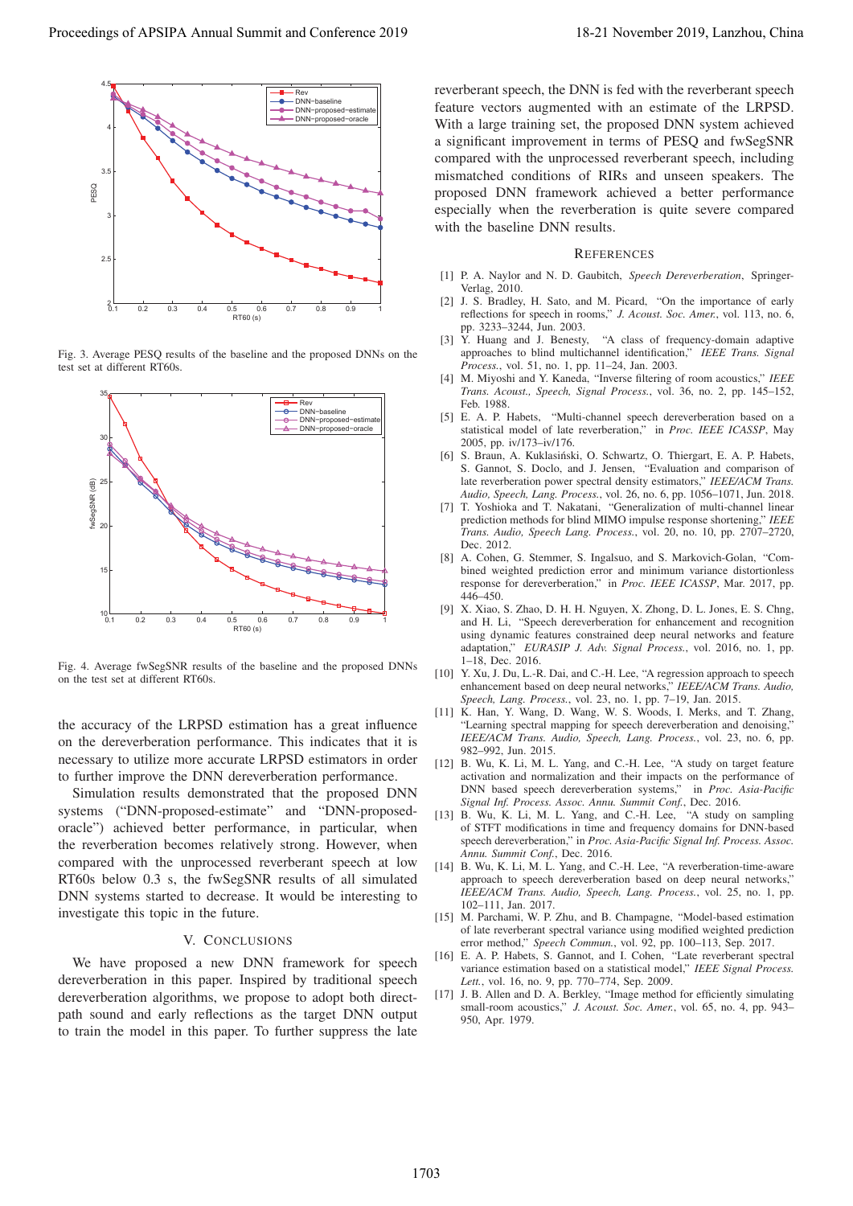4.5
4
3.5
3
2.5
2
PESQ
0.1 0.2 0.3 0.4 0.5 0.6 0.7 0.8 0.9 1
RT60 (s)
Rev
DNN−baseline
DNN−proposed−estimate
DNN−proposed−oracle

Fig. 3. Average PESQ results of the baseline and the proposed DNNs on the test set at different RT60s.

35
30
25
20
15
10
fwSegSNR (dB)
0.1 0.2 0.3 0.4 0.5 0.6 0.7 0.8 0.9 1
RT60 (s)
Rev
DNN−baseline
DNN−proposed−estimate
DNN−proposed−oracle

Fig. 4. Average fwSegSNR results of the baseline and the proposed DNNs on the test set at different RT60s.

the accuracy of the LRPSD estimation has a great influence on the dereverberation performance. This indicates that it is necessary to utilize more accurate LRPSD estimators in order to further improve the DNN dereverberation performance.

Simulation results demonstrated that the proposed DNN systems ("DNN-proposed-estimate" and "DNN-proposed-oracle") achieved better performance, in particular, when the reverberation becomes relatively strong. However, when compared with the unprocessed reverberant speech at low RT60s below 0.3 s, the fwSegSNR results of all simulated DNN systems started to decrease. It would be interesting to investigate this topic in the future.

## V. Conclusions

We have proposed a new DNN framework for speech dereverberation in this paper. Inspired by traditional speech dereverberation algorithms, we propose to adopt both direct-path sound and early reflections as the target DNN output to train the model in this paper. To further suppress the late reverberant speech, the DNN is fed with the reverberant speech feature vectors augmented with an estimate of the LRPSD. With a large training set, the proposed DNN system achieved a significant improvement in terms of PESQ and fwSegSNR compared with the unprocessed reverberant speech, including mismatched conditions of RIRs and unseen speakers. The proposed DNN framework achieved a better performance especially when the reverberation is quite severe compared with the baseline DNN results.

## References

[1] P. A. Naylor and N. D. Gaubitch, *Speech Dereverberation*, Springer-Verlag, 2010.

[2] J. S. Bradley, H. Sato, and M. Picard, "On the importance of early reflections for speech in rooms," *J. Acoust. Soc. Amer.*, vol. 113, no. 6, pp. 3233–3244, Jun. 2003.

[3] Y. Huang and J. Benesty, "A class of frequency-domain adaptive approaches to blind multichannel identification," *IEEE Trans. Signal Process.*, vol. 51, no. 1, pp. 11–24, Jan. 2003.

[4] M. Miyoshi and Y. Kaneda, "Inverse filtering of room acoustics," *IEEE Trans. Acoust., Speech, Signal Process.*, vol. 36, no. 2, pp. 145–152, Feb. 1988.

[5] E. A. P. Habets, "Multi-channel speech dereverberation based on a statistical model of late reverberation," in *Proc. IEEE ICASSP*, May 2005, pp. iv/173–iv/176.

[6] S. Braun, A. Kuklasiński, O. Schwartz, O. Thiergart, E. A. P. Habets, S. Gannot, S. Doclo, and J. Jensen, "Evaluation and comparison of late reverberation power spectral density estimators," *IEEE/ACM Trans. Audio, Speech, Lang. Process.*, vol. 26, no. 6, pp. 1056–1071, Jun. 2018.

[7] T. Yoshioka and T. Nakatani, "Generalization of multi-channel linear prediction methods for blind MIMO impulse response shortening," *IEEE Trans. Audio, Speech Lang. Process.*, vol. 20, no. 10, pp. 2707–2720, Dec. 2012.

[8] A. Cohen, G. Stemmer, S. Ingalsuo, and S. Markovich-Golan, "Combined weighted prediction error and minimum variance distortionless response for dereverberation," in *Proc. IEEE ICASSP*, Mar. 2017, pp. 446–450.

[9] X. Xiao, S. Zhao, D. H. H. Nguyen, X. Zhong, D. L. Jones, E. S. Chng, and H. Li, "Speech dereverberation for enhancement and recognition using dynamic features constrained deep neural networks and feature adaptation," *EURASIP J. Adv. Signal Process.*, vol. 2016, no. 1, pp. 1–18, Dec. 2016.

[10] Y. Xu, J. Du, L.-R. Dai, and C.-H. Lee, "A regression approach to speech enhancement based on deep neural networks," *IEEE/ACM Trans. Audio, Speech, Lang. Process.*, vol. 23, no. 1, pp. 7–19, Jan. 2015.

[11] K. Han, Y. Wang, D. Wang, W. S. Woods, I. Merks, and T. Zhang, "Learning spectral mapping for speech dereverberation and denoising," *IEEE/ACM Trans. Audio, Speech, Lang. Process.*, vol. 23, no. 6, pp. 982–992, Jun. 2015.

[12] B. Wu, K. Li, M. L. Yang, and C.-H. Lee, "A study on target feature activation and normalization and their impacts on the performance of DNN based speech dereverberation systems," in *Proc. Asia-Pacific Signal Inf. Process. Assoc. Annu. Summit Conf.*, Dec. 2016.

[13] B. Wu, K. Li, M. L. Yang, and C.-H. Lee, "A study on sampling of STFT modifications in time and frequency domains for DNN-based speech dereverberation," in *Proc. Asia-Pacific Signal Inf. Process. Assoc. Annu. Summit Conf.*, Dec. 2016.

[14] B. Wu, K. Li, M. L. Yang, and C.-H. Lee, "A reverberation-time-aware approach to speech dereverberation based on deep neural networks," *IEEE/ACM Trans. Audio, Speech, Lang. Process.*, vol. 25, no. 1, pp. 102–111, Jan. 2017.

[15] M. Parchami, W. P. Zhu, and B. Champagne, "Model-based estimation of late reverberant spectral variance using modified weighted prediction error method," *Speech Commun.*, vol. 92, pp. 100–113, Sep. 2017.

[16] E. A. P. Habets, S. Gannot, and I. Cohen, "Late reverberant spectral variance estimation based on a statistical model," *IEEE Signal Process. Lett.*, vol. 16, no. 9, pp. 770–774, Sep. 2009.

[17] J. B. Allen and D. A. Berkley, "Image method for efficiently simulating small-room acoustics," *J. Acoust. Soc. Amer.*, vol. 65, no. 4, pp. 943–950, Apr. 1979.